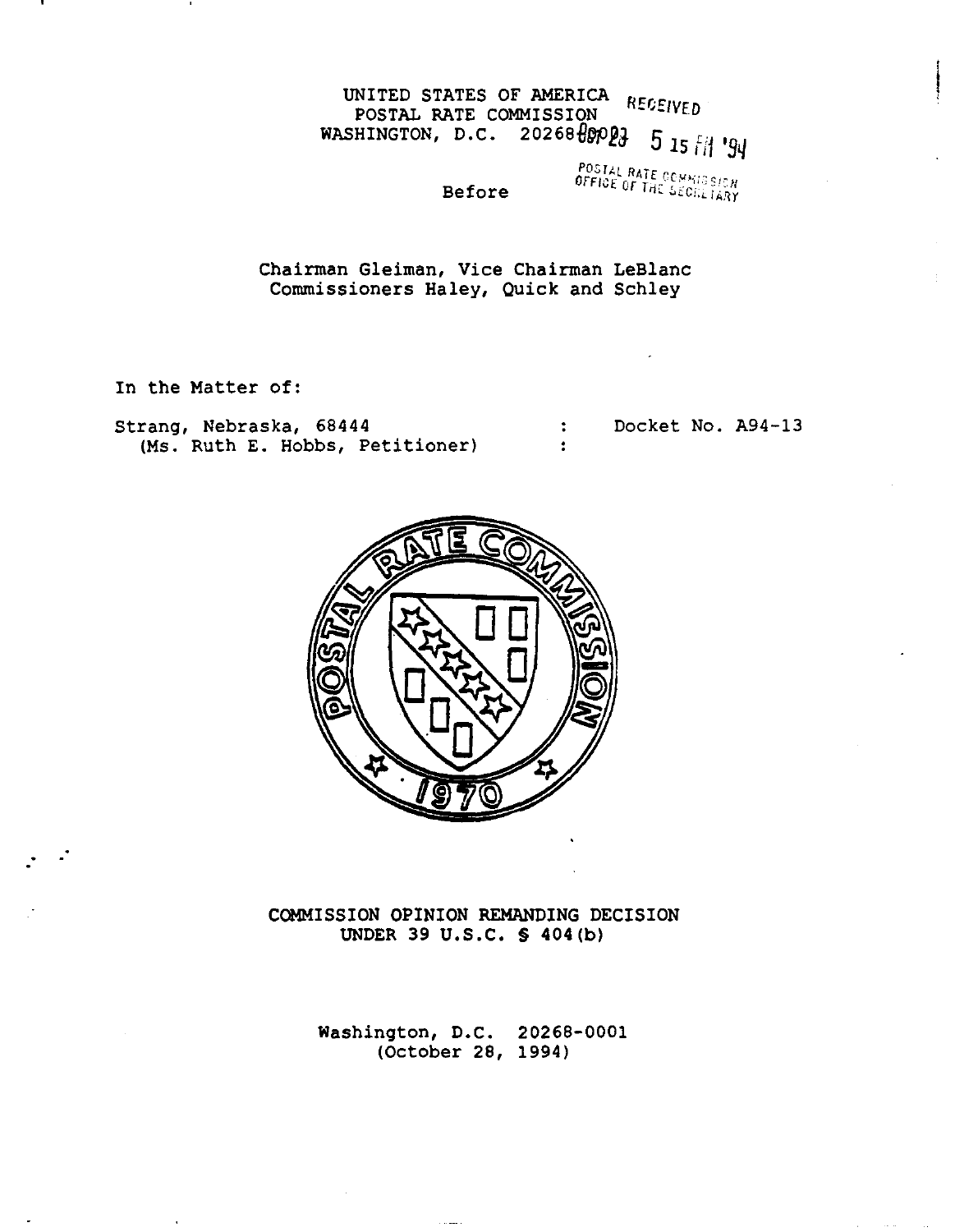UNITED STATES OF AMERICA
POSTAL RATE COMMISSION
WASHINGTON, D.C. 20268-0001

RECEIVED
OCT 28 5 15 PM '94
POSTAL RATE COMMISSION
OFFICE OF THE SECRETARY

Before

Chairman Gleiman, Vice Chairman LeBlanc
Commissioners Haley, Quick and Schley

In the Matter of:

Strang, Nebraska, 68444 : Docket No. A94-13
(Ms. Ruth E. Hobbs, Petitioner) :

COMMISSION OPINION REMANDING DECISION
UNDER 39 U.S.C. § 404(b)

Washington, D.C. 20268-0001
(October 28, 1994)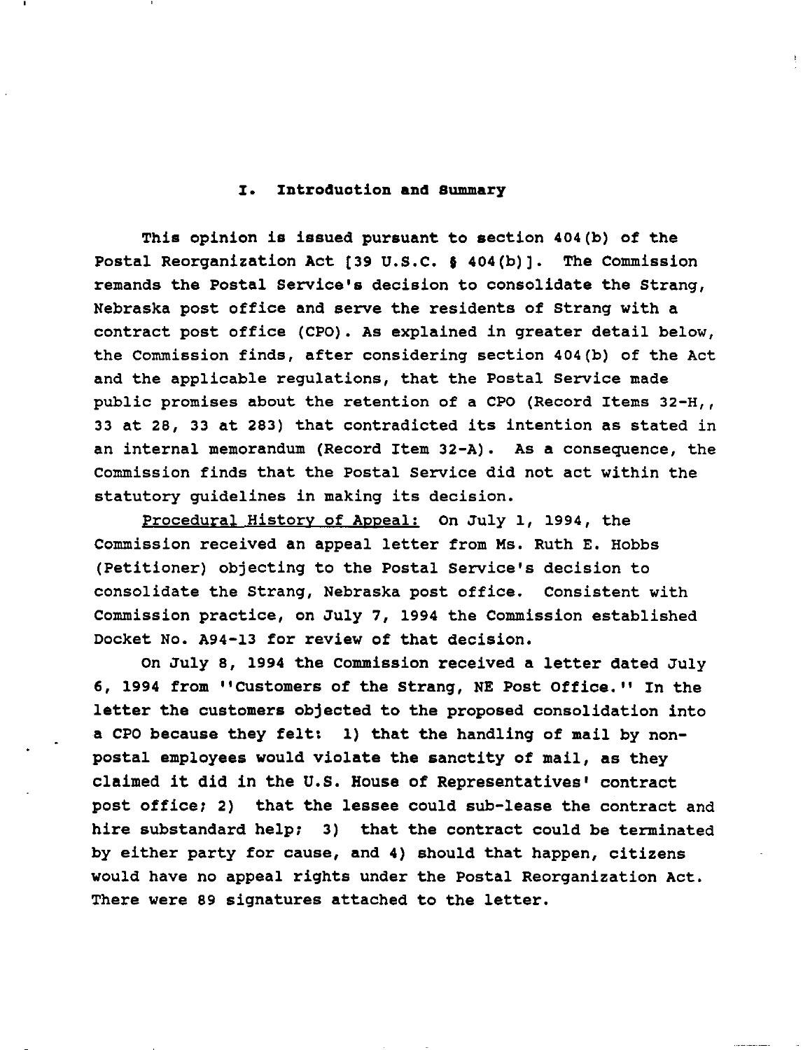## I. Introduction and Summary

This opinion is issued pursuant to section 404(b) of the Postal Reorganization Act [39 U.S.C. § 404(b)]. The Commission remands the Postal Service's decision to consolidate the Strang, Nebraska post office and serve the residents of Strang with a contract post office (CPO). As explained in greater detail below, the Commission finds, after considering section 404(b) of the Act and the applicable regulations, that the Postal Service made public promises about the retention of a CPO (Record Items 32-H,, 33 at 28, 33 at 283) that contradicted its intention as stated in an internal memorandum (Record Item 32-A). As a consequence, the Commission finds that the Postal Service did not act within the statutory guidelines in making its decision.

Procedural History of Appeal: On July 1, 1994, the Commission received an appeal letter from Ms. Ruth E. Hobbs (Petitioner) objecting to the Postal Service's decision to consolidate the Strang, Nebraska post office. Consistent with Commission practice, on July 7, 1994 the Commission established Docket No. A94-13 for review of that decision.

On July 8, 1994 the Commission received a letter dated July 6, 1994 from ''Customers of the Strang, NE Post Office.'' In the letter the customers objected to the proposed consolidation into a CPO because they felt: 1) that the handling of mail by non-postal employees would violate the sanctity of mail, as they claimed it did in the U.S. House of Representatives' contract post office; 2) that the lessee could sub-lease the contract and hire substandard help; 3) that the contract could be terminated by either party for cause, and 4) should that happen, citizens would have no appeal rights under the Postal Reorganization Act. There were 89 signatures attached to the letter.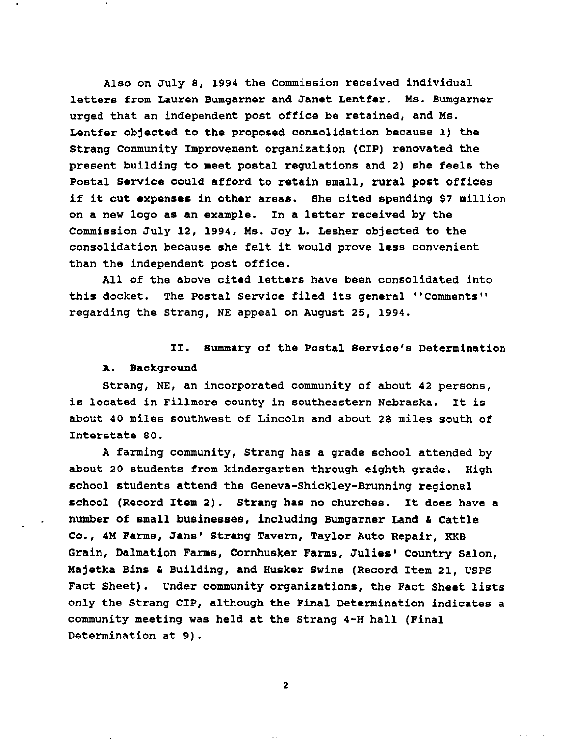Also on July 8, 1994 the Commission received individual letters from Lauren Bumgarner and Janet Lentfer. Ms. Bumgarner urged that an independent post office be retained, and Ms. Lentfer objected to the proposed consolidation because 1) the Strang Community Improvement organization (CIP) renovated the present building to meet postal regulations and 2) she feels the Postal Service could afford to retain small, rural post offices if it cut expenses in other areas. She cited spending $7 million on a new logo as an example. In a letter received by the Commission July 12, 1994, Ms. Joy L. Lesher objected to the consolidation because she felt it would prove less convenient than the independent post office.

All of the above cited letters have been consolidated into this docket. The Postal Service filed its general ''Comments'' regarding the Strang, NE appeal on August 25, 1994.

## II. Summary of the Postal Service's Determination

### A. Background

Strang, NE, an incorporated community of about 42 persons, is located in Fillmore county in southeastern Nebraska. It is about 40 miles southwest of Lincoln and about 28 miles south of Interstate 80.

A farming community, Strang has a grade school attended by about 20 students from kindergarten through eighth grade. High school students attend the Geneva-Shickley-Brunning regional school (Record Item 2). Strang has no churches. It does have a number of small businesses, including Bumgarner Land & Cattle Co., 4M Farms, Jans' Strang Tavern, Taylor Auto Repair, KKB Grain, Dalmation Farms, Cornhusker Farms, Julies' Country Salon, Majetka Bins & Building, and Husker Swine (Record Item 21, USPS Fact Sheet). Under community organizations, the Fact Sheet lists only the Strang CIP, although the Final Determination indicates a community meeting was held at the Strang 4-H hall (Final Determination at 9).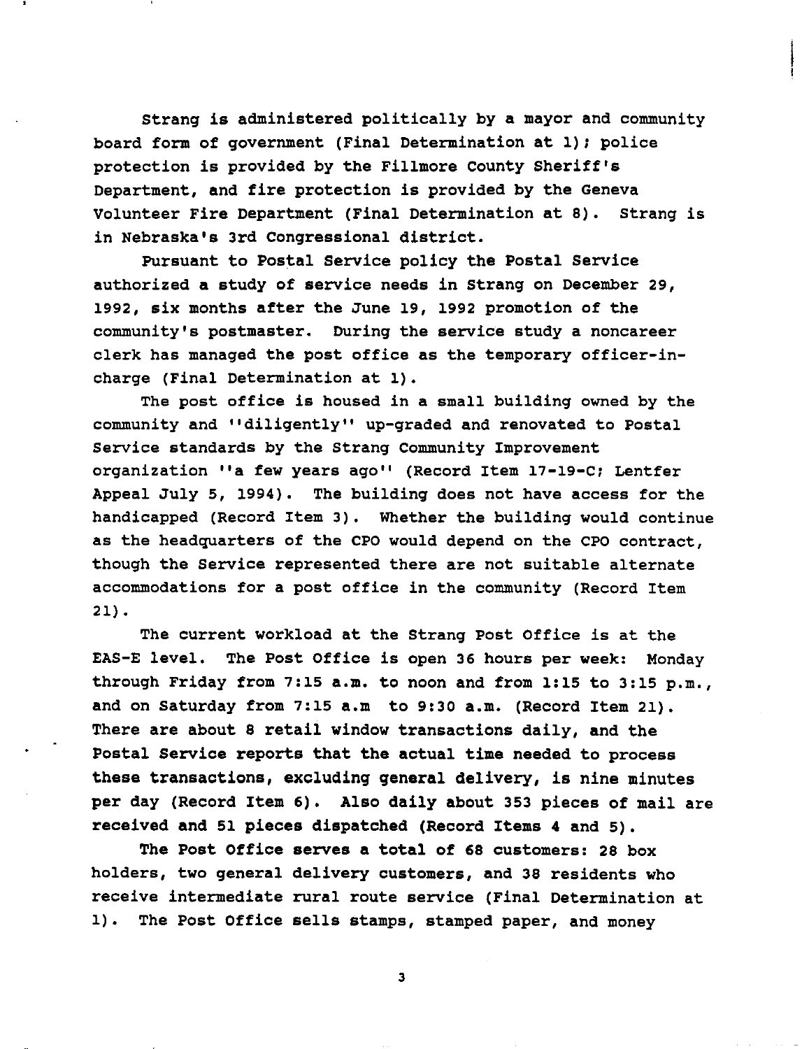Strang is administered politically by a mayor and community board form of government (Final Determination at 1); police protection is provided by the Fillmore County Sheriff's Department, and fire protection is provided by the Geneva Volunteer Fire Department (Final Determination at 8). Strang is in Nebraska's 3rd Congressional district.

Pursuant to Postal Service policy the Postal Service authorized a study of service needs in Strang on December 29, 1992, six months after the June 19, 1992 promotion of the community's postmaster. During the service study a noncareer clerk has managed the post office as the temporary officer-in-charge (Final Determination at 1).

The post office is housed in a small building owned by the community and ''diligently'' up-graded and renovated to Postal Service standards by the Strang Community Improvement organization ''a few years ago'' (Record Item 17-19-C; Lentfer Appeal July 5, 1994). The building does not have access for the handicapped (Record Item 3). Whether the building would continue as the headquarters of the CPO would depend on the CPO contract, though the Service represented there are not suitable alternate accommodations for a post office in the community (Record Item 21).

The current workload at the Strang Post Office is at the EAS-E level. The Post Office is open 36 hours per week: Monday through Friday from 7:15 a.m. to noon and from 1:15 to 3:15 p.m., and on Saturday from 7:15 a.m to 9:30 a.m. (Record Item 21). There are about 8 retail window transactions daily, and the Postal Service reports that the actual time needed to process these transactions, excluding general delivery, is nine minutes per day (Record Item 6). Also daily about 353 pieces of mail are received and 51 pieces dispatched (Record Items 4 and 5).

The Post Office serves a total of 68 customers: 28 box holders, two general delivery customers, and 38 residents who receive intermediate rural route service (Final Determination at 1). The Post Office sells stamps, stamped paper, and money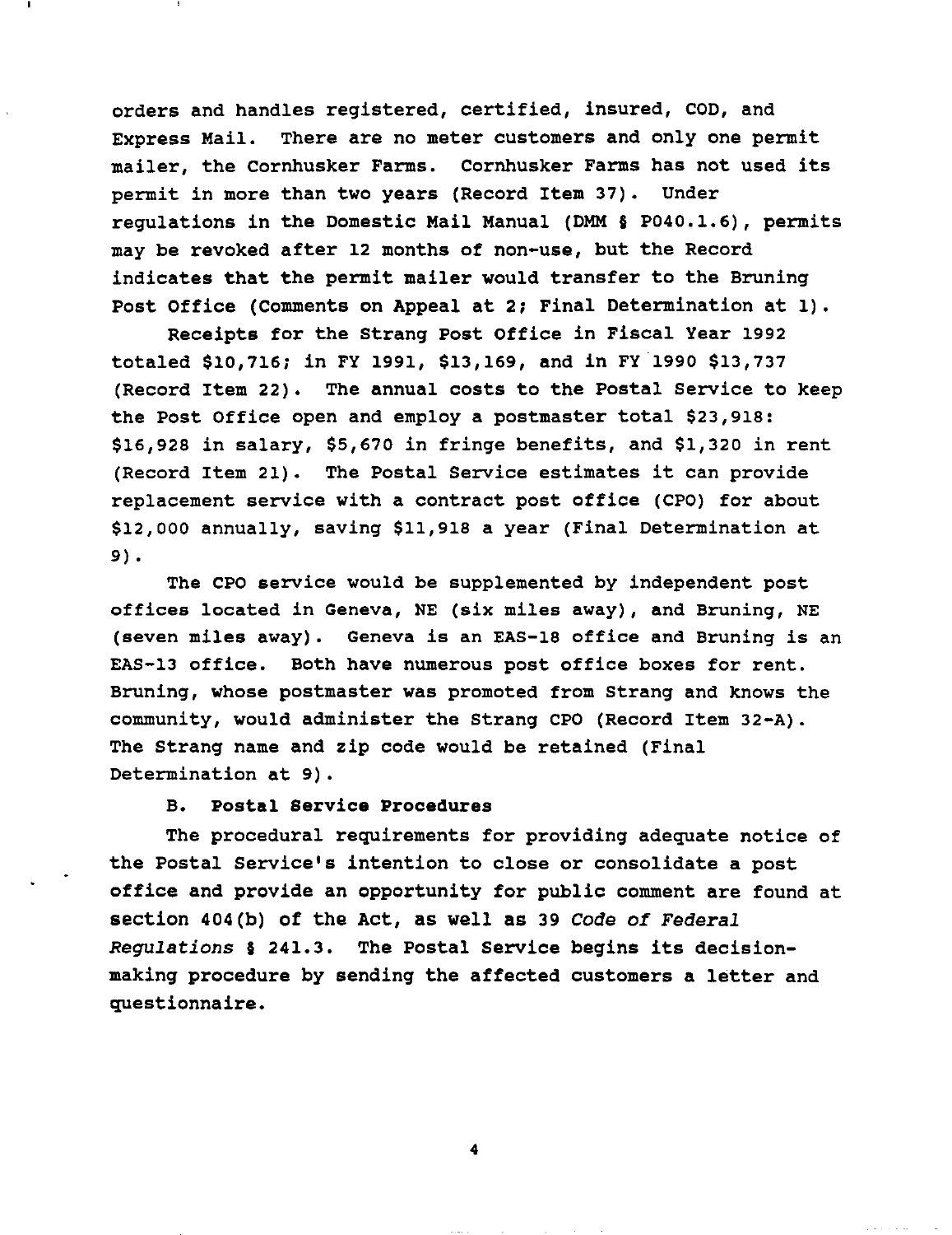orders and handles registered, certified, insured, COD, and Express Mail. There are no meter customers and only one permit mailer, the Cornhusker Farms. Cornhusker Farms has not used its permit in more than two years (Record Item 37). Under regulations in the Domestic Mail Manual (DMM § P040.1.6), permits may be revoked after 12 months of non-use, but the Record indicates that the permit mailer would transfer to the Bruning Post Office (Comments on Appeal at 2; Final Determination at 1).

Receipts for the Strang Post Office in Fiscal Year 1992 totaled $10,716; in FY 1991, $13,169, and in FY 1990 $13,737 (Record Item 22). The annual costs to the Postal Service to keep the Post Office open and employ a postmaster total $23,918: $16,928 in salary, $5,670 in fringe benefits, and $1,320 in rent (Record Item 21). The Postal Service estimates it can provide replacement service with a contract post office (CPO) for about $12,000 annually, saving $11,918 a year (Final Determination at 9).

The CPO service would be supplemented by independent post offices located in Geneva, NE (six miles away), and Bruning, NE (seven miles away). Geneva is an EAS-18 office and Bruning is an EAS-13 office. Both have numerous post office boxes for rent. Bruning, whose postmaster was promoted from Strang and knows the community, would administer the Strang CPO (Record Item 32-A). The Strang name and zip code would be retained (Final Determination at 9).

**B. Postal Service Procedures**

The procedural requirements for providing adequate notice of the Postal Service's intention to close or consolidate a post office and provide an opportunity for public comment are found at section 404(b) of the Act, as well as 39 *Code of Federal Regulations* § 241.3. The Postal Service begins its decision-making procedure by sending the affected customers a letter and questionnaire.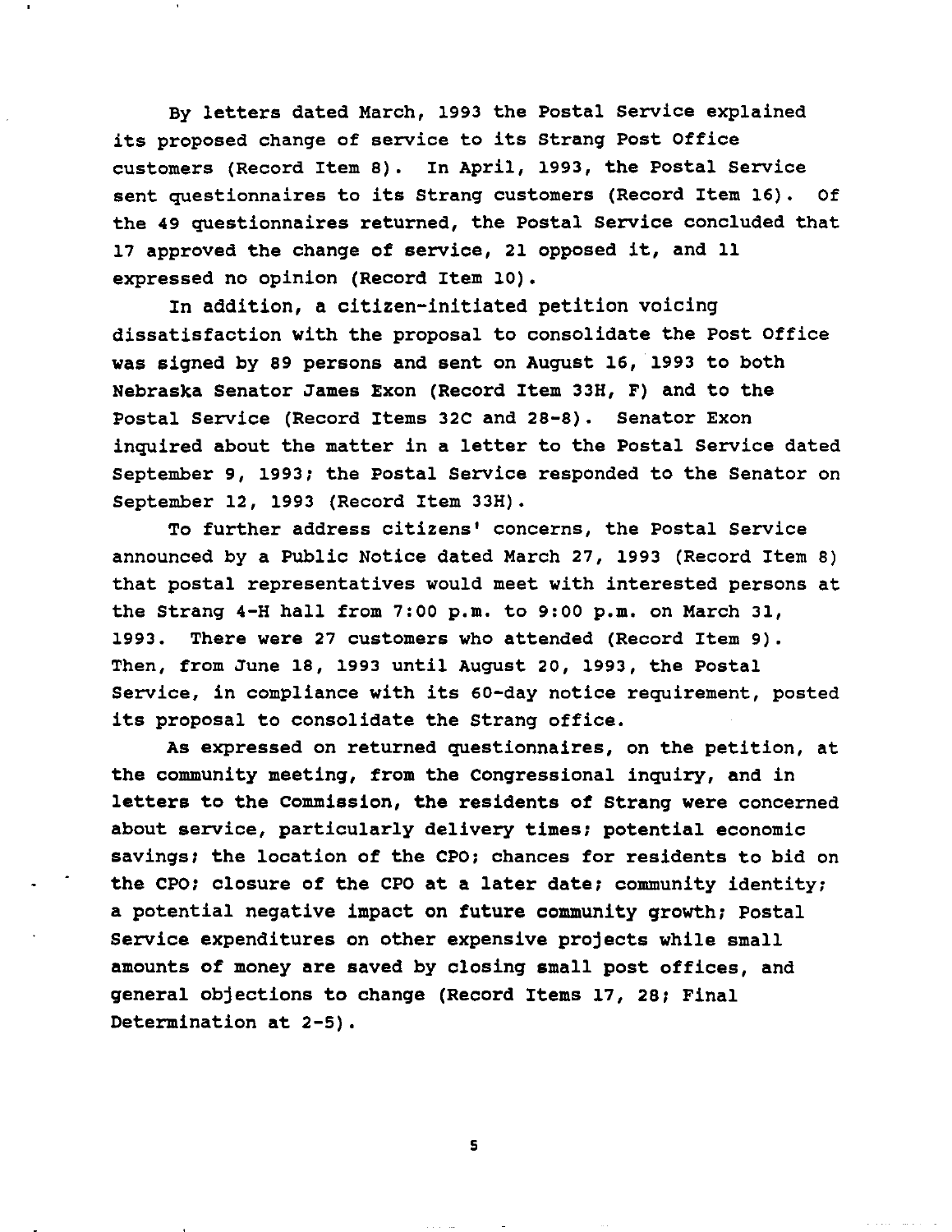By letters dated March, 1993 the Postal Service explained its proposed change of service to its Strang Post Office customers (Record Item 8). In April, 1993, the Postal Service sent questionnaires to its Strang customers (Record Item 16). Of the 49 questionnaires returned, the Postal Service concluded that 17 approved the change of service, 21 opposed it, and 11 expressed no opinion (Record Item 10).

In addition, a citizen-initiated petition voicing dissatisfaction with the proposal to consolidate the Post Office was signed by 89 persons and sent on August 16, 1993 to both Nebraska Senator James Exon (Record Item 33H, F) and to the Postal Service (Record Items 32C and 28-8). Senator Exon inquired about the matter in a letter to the Postal Service dated September 9, 1993; the Postal Service responded to the Senator on September 12, 1993 (Record Item 33H).

To further address citizens' concerns, the Postal Service announced by a Public Notice dated March 27, 1993 (Record Item 8) that postal representatives would meet with interested persons at the Strang 4-H hall from 7:00 p.m. to 9:00 p.m. on March 31, 1993. There were 27 customers who attended (Record Item 9). Then, from June 18, 1993 until August 20, 1993, the Postal Service, in compliance with its 60-day notice requirement, posted its proposal to consolidate the Strang office.

As expressed on returned questionnaires, on the petition, at the community meeting, from the Congressional inquiry, and in letters to the Commission, the residents of Strang were concerned about service, particularly delivery times; potential economic savings; the location of the CPO; chances for residents to bid on the CPO; closure of the CPO at a later date; community identity; a potential negative impact on future community growth; Postal Service expenditures on other expensive projects while small amounts of money are saved by closing small post offices, and general objections to change (Record Items 17, 28; Final Determination at 2-5).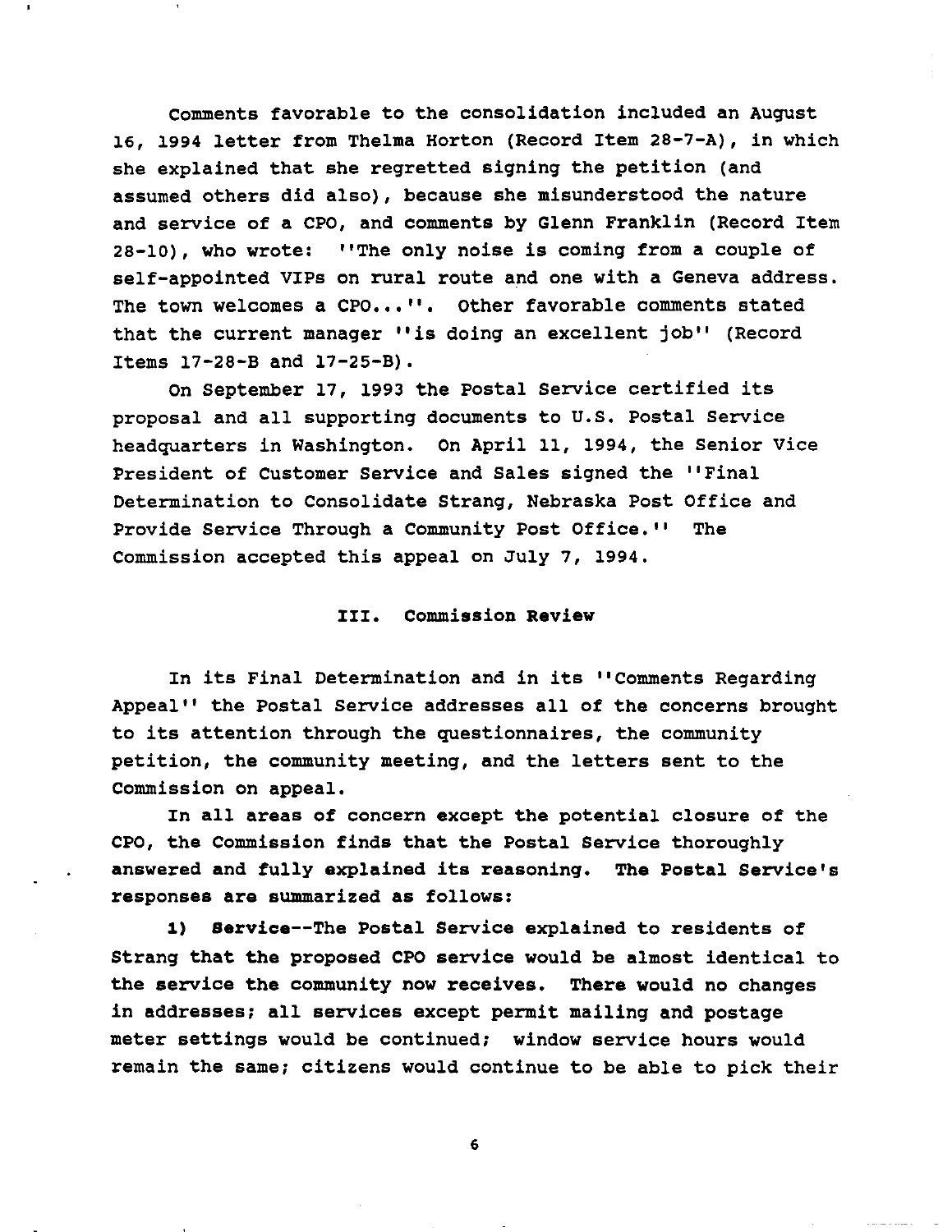Comments favorable to the consolidation included an August 16, 1994 letter from Thelma Horton (Record Item 28-7-A), in which she explained that she regretted signing the petition (and assumed others did also), because she misunderstood the nature and service of a CPO, and comments by Glenn Franklin (Record Item 28-10), who wrote: ''The only noise is coming from a couple of self-appointed VIPs on rural route and one with a Geneva address. The town welcomes a CPO...''. Other favorable comments stated that the current manager ''is doing an excellent job'' (Record Items 17-28-B and 17-25-B).

On September 17, 1993 the Postal Service certified its proposal and all supporting documents to U.S. Postal Service headquarters in Washington. On April 11, 1994, the Senior Vice President of Customer Service and Sales signed the ''Final Determination to Consolidate Strang, Nebraska Post Office and Provide Service Through a Community Post Office.'' The Commission accepted this appeal on July 7, 1994.

## III. Commission Review

In its Final Determination and in its ''Comments Regarding Appeal'' the Postal Service addresses all of the concerns brought to its attention through the questionnaires, the community petition, the community meeting, and the letters sent to the Commission on appeal.

**In all areas of concern except the potential closure of the CPO, the Commission finds that the Postal Service thoroughly answered and fully explained its reasoning. The Postal Service's responses are summarized as follows:**

**1) Service--The Postal Service explained to residents of Strang that the proposed CPO service would be almost identical to the service the community now receives. There would no changes in addresses; all services except permit mailing and postage meter settings would be continued; window service hours would remain the same; citizens would continue to be able to pick their**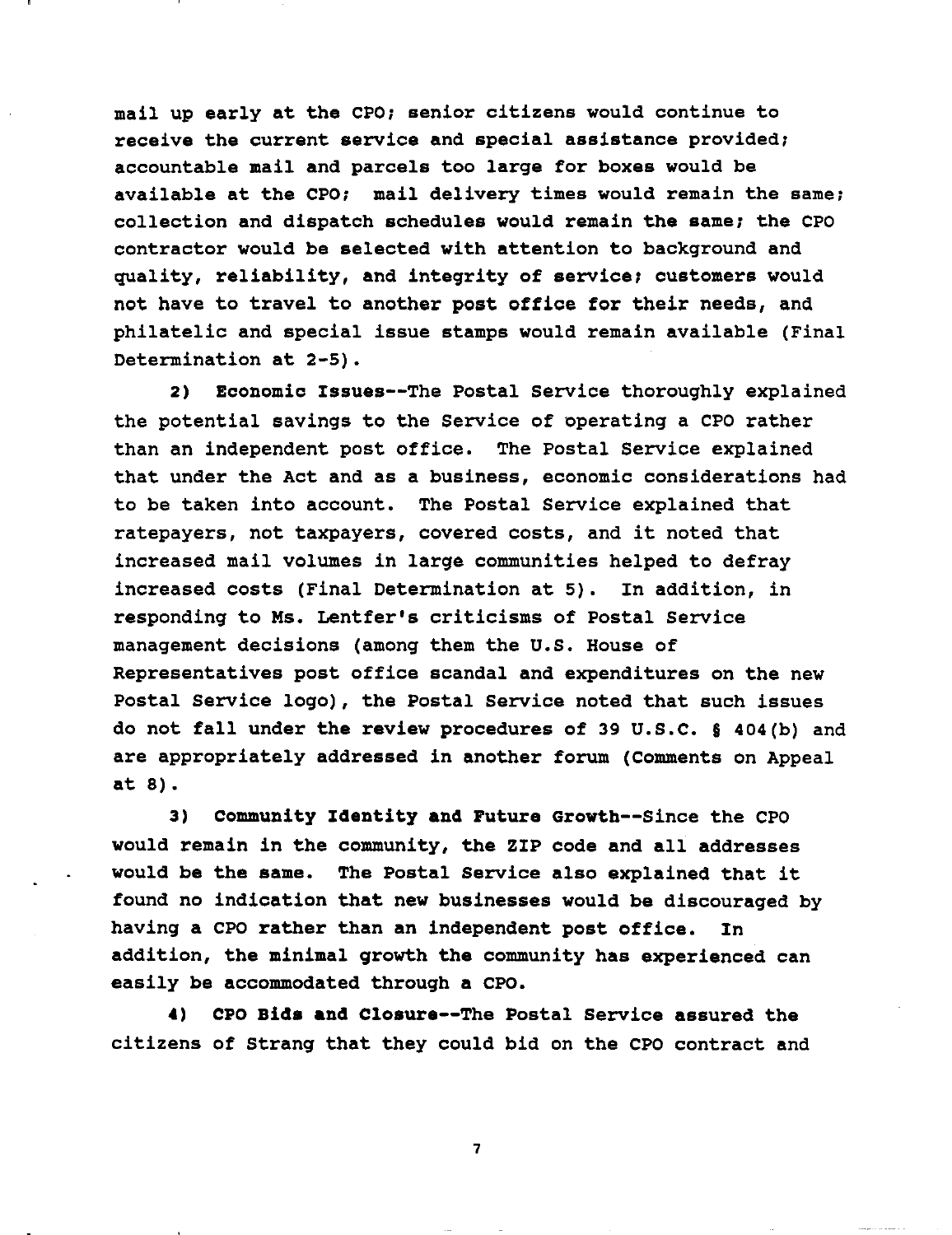mail up early at the CPO; senior citizens would continue to receive the current service and special assistance provided; accountable mail and parcels too large for boxes would be available at the CPO; mail delivery times would remain the same; collection and dispatch schedules would remain the same; the CPO contractor would be selected with attention to background and quality, reliability, and integrity of service; customers would not have to travel to another post office for their needs, and philatelic and special issue stamps would remain available (Final Determination at 2-5).

**2) Economic Issues**--The Postal Service thoroughly explained the potential savings to the Service of operating a CPO rather than an independent post office. The Postal Service explained that under the Act and as a business, economic considerations had to be taken into account. The Postal Service explained that ratepayers, not taxpayers, covered costs, and it noted that increased mail volumes in large communities helped to defray increased costs (Final Determination at 5). In addition, in responding to Ms. Lentfer's criticisms of Postal Service management decisions (among them the U.S. House of Representatives post office scandal and expenditures on the new Postal Service logo), the Postal Service noted that such issues do not fall under the review procedures of 39 U.S.C. § 404(b) and are appropriately addressed in another forum (Comments on Appeal at 8).

**3) Community Identity and Future Growth**--Since the CPO would remain in the community, the ZIP code and all addresses would be the same. The Postal Service also explained that it found no indication that new businesses would be discouraged by having a CPO rather than an independent post office. In addition, the minimal growth the community has experienced can easily be accommodated through a CPO.

**4) CPO Bids and Closure**--The Postal Service assured the citizens of Strang that they could bid on the CPO contract and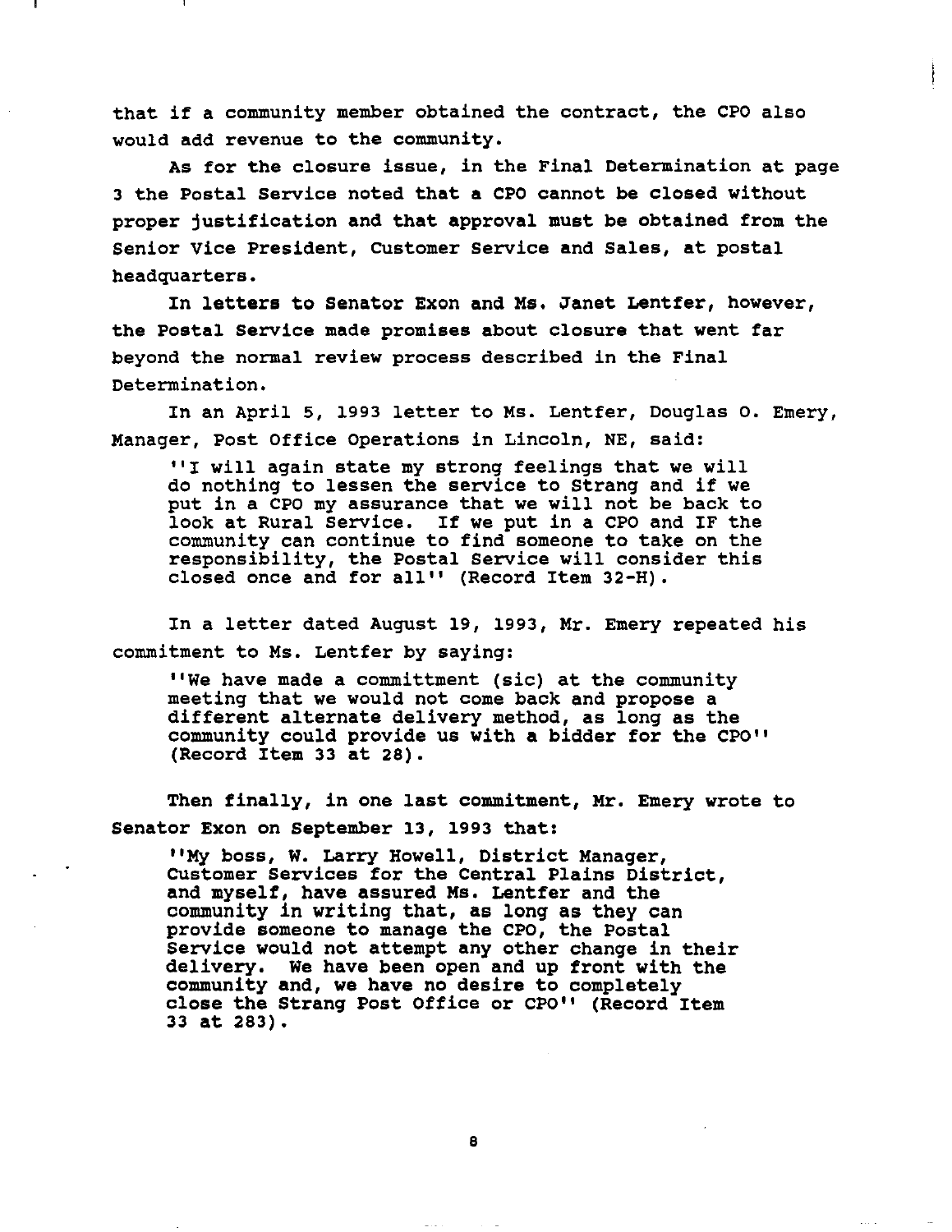that if a community member obtained the contract, the CPO also would add revenue to the community.

As for the closure issue, in the Final Determination at page 3 the Postal Service noted that a CPO cannot be closed without proper justification and that approval must be obtained from the Senior Vice President, Customer Service and Sales, at postal headquarters.

In letters to Senator Exon and Ms. Janet Lentfer, however, the Postal Service made promises about closure that went far beyond the normal review process described in the Final Determination.

In an April 5, 1993 letter to Ms. Lentfer, Douglas O. Emery, Manager, Post Office Operations in Lincoln, NE, said:

> ''I will again state my strong feelings that we will do nothing to lessen the service to Strang and if we put in a CPO my assurance that we will not be back to look at Rural Service. If we put in a CPO and IF the community can continue to find someone to take on the responsibility, the Postal Service will consider this closed once and for all'' (Record Item 32-H).

In a letter dated August 19, 1993, Mr. Emery repeated his commitment to Ms. Lentfer by saying:

> ''We have made a committment (sic) at the community meeting that we would not come back and propose a different alternate delivery method, as long as the community could provide us with a bidder for the CPO'' (Record Item 33 at 28).

Then finally, in one last commitment, Mr. Emery wrote to Senator Exon on September 13, 1993 that:

> ''My boss, W. Larry Howell, District Manager, Customer Services for the Central Plains District, and myself, have assured Ms. Lentfer and the community in writing that, as long as they can provide someone to manage the CPO, the Postal Service would not attempt any other change in their delivery. We have been open and up front with the community and, we have no desire to completely close the Strang Post Office or CPO'' (Record Item 33 at 283).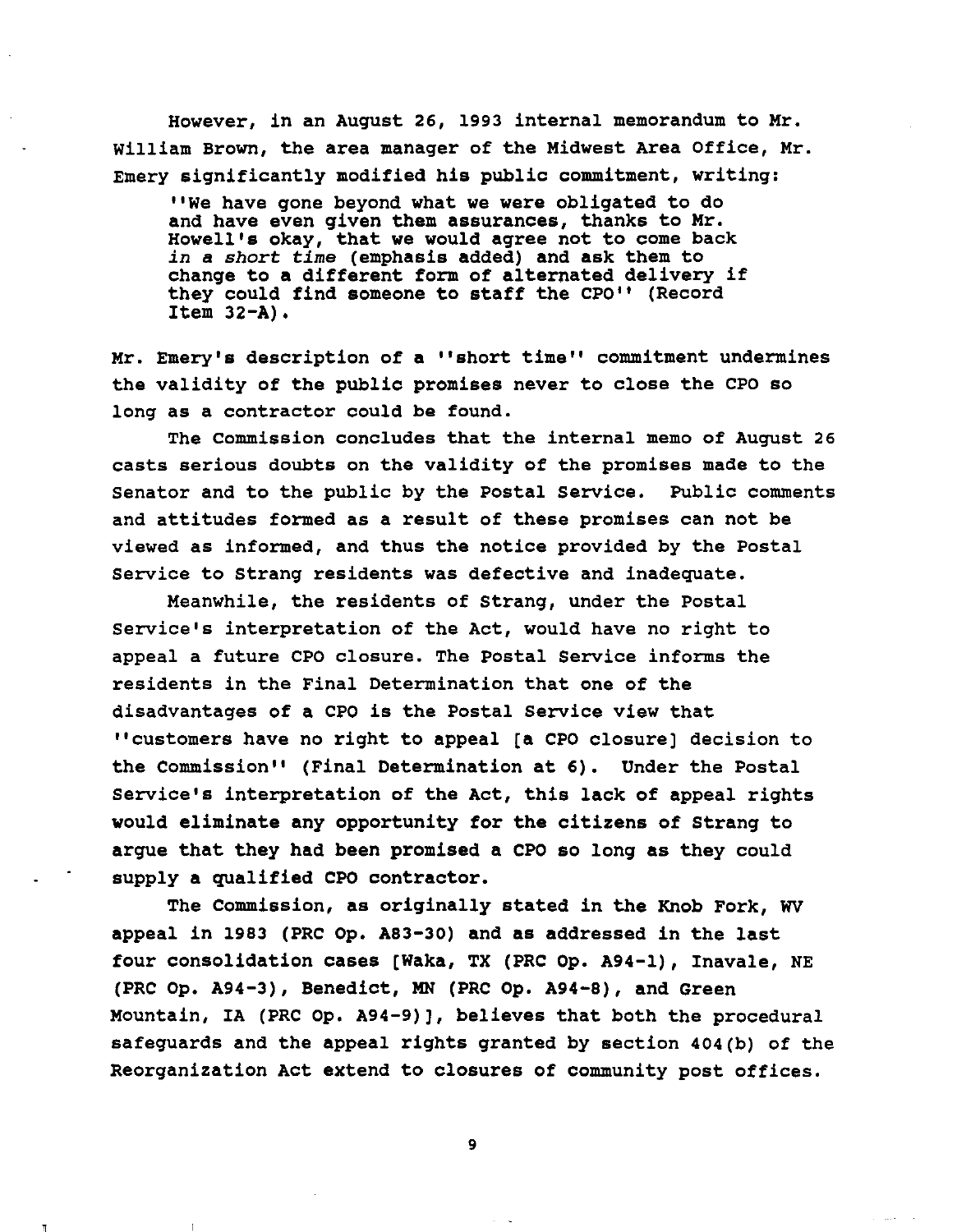However, in an August 26, 1993 internal memorandum to Mr. William Brown, the area manager of the Midwest Area Office, Mr. Emery significantly modified his public commitment, writing:

> ''We have gone beyond what we were obligated to do and have even given them assurances, thanks to Mr. Howell's okay, that we would agree not to come back *in a short time* (emphasis added) and ask them to change to a different form of alternated delivery if they could find someone to staff the CPO'' (Record Item 32-A).

Mr. Emery's description of a ''short time'' commitment undermines the validity of the public promises never to close the CPO so long as a contractor could be found.

The Commission concludes that the internal memo of August 26 casts serious doubts on the validity of the promises made to the Senator and to the public by the Postal Service. Public comments and attitudes formed as a result of these promises can not be viewed as informed, and thus the notice provided by the Postal Service to Strang residents was defective and inadequate.

Meanwhile, the residents of Strang, under the Postal Service's interpretation of the Act, would have no right to appeal a future CPO closure. The Postal Service informs the residents in the Final Determination that one of the disadvantages of a CPO is the Postal Service view that ''customers have no right to appeal [a CPO closure] decision to the Commission'' (Final Determination at 6). Under the Postal Service's interpretation of the Act, this lack of appeal rights would eliminate any opportunity for the citizens of Strang to argue that they had been promised a CPO so long as they could supply a qualified CPO contractor.

The Commission, as originally stated in the Knob Fork, WV appeal in 1983 (PRC Op. A83-30) and as addressed in the last four consolidation cases [Waka, TX (PRC Op. A94-1), Inavale, NE (PRC Op. A94-3), Benedict, MN (PRC Op. A94-8), and Green Mountain, IA (PRC Op. A94-9)], believes that both the procedural safeguards and the appeal rights granted by section 404(b) of the Reorganization Act extend to closures of community post offices.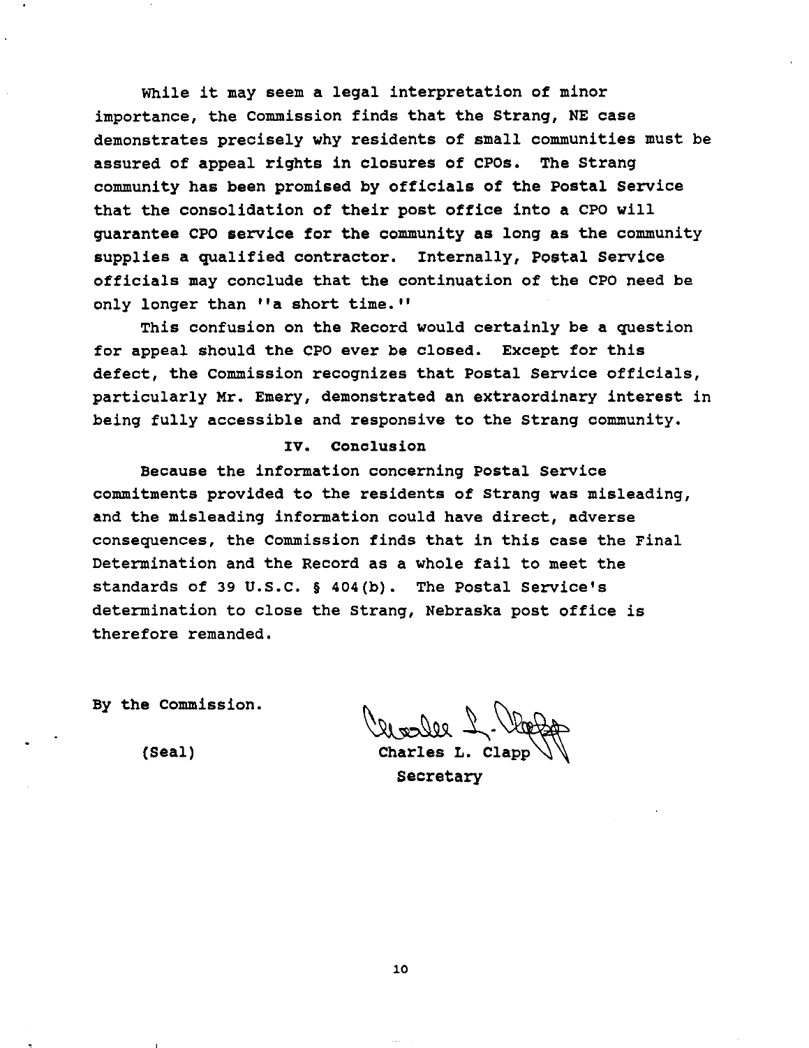While it may seem a legal interpretation of minor importance, the Commission finds that the Strang, NE case demonstrates precisely why residents of small communities must be assured of appeal rights in closures of CPOs. The Strang community has been promised by officials of the Postal Service that the consolidation of their post office into a CPO will guarantee CPO service for the community as long as the community supplies a qualified contractor. Internally, Postal Service officials may conclude that the continuation of the CPO need be only longer than ''a short time.''

This confusion on the Record would certainly be a question for appeal should the CPO ever be closed. Except for this defect, the Commission recognizes that Postal Service officials, particularly Mr. Emery, demonstrated an extraordinary interest in being fully accessible and responsive to the Strang community.

## IV. Conclusion

Because the information concerning Postal Service commitments provided to the residents of Strang was misleading, and the misleading information could have direct, adverse consequences, the Commission finds that in this case the Final Determination and the Record as a whole fail to meet the standards of 39 U.S.C. § 404(b). The Postal Service's determination to close the Strang, Nebraska post office is therefore remanded.

By the Commission.

(Seal)

Charles L. Clapp
Secretary